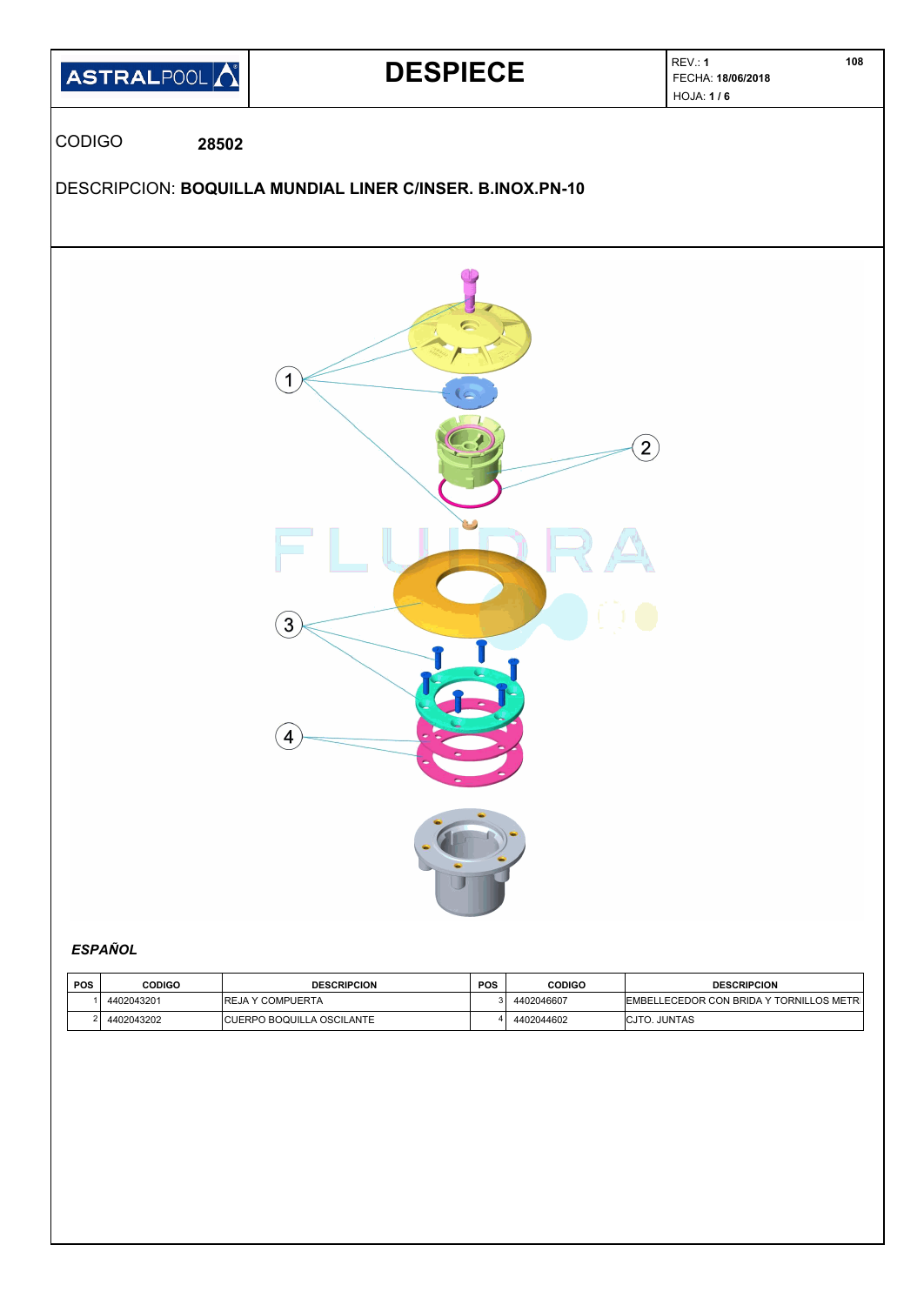# DESPIECE

REV.: **1**

FECHA: **18/06/2018**

HOJA: **1 / 6**

108

CODIGO **28502**

DESCRIPCION: **BOQUILLA MUNDIAL LINER C/INSER. B.INOX.PN-10**

1

2

3

4

FLUIDRA

***ESPAÑOL***

| POS | CODIGO | DESCRIPCION | POS | CODIGO | DESCRIPCION |
|---|---|---|---|---|---|
| 1 | 4402043201 | REJA Y COMPUERTA | 3 | 4402046607 | EMBELLECEDOR CON BRIDA Y TORNILLOS METR |
| 2 | 4402043202 | CUERPO BOQUILLA OSCILANTE | 4 | 4402044602 | CJTO. JUNTAS |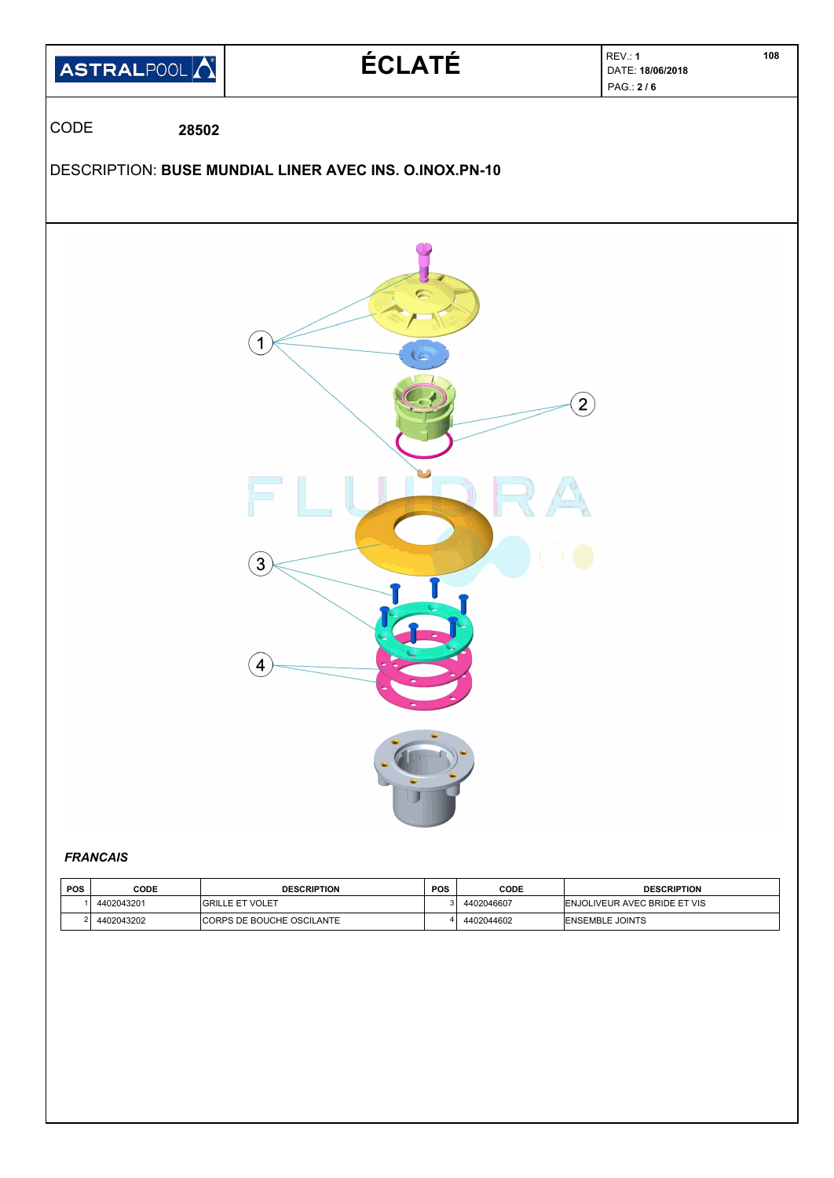ASTRALPOOL

# ÉCLATÉ

REV.: **1**
DATE: **18/06/2018**

108

CODE **28502**

DESCRIPTION: **BUSE MUNDIAL LINER AVEC INS. O.INOX.PN-10**

### *FRANCAIS*

| POS | CODE | DESCRIPTION | POS | CODE | DESCRIPTION |
|---|---|---|---|---|---|
| 1 | 4402043201 | GRILLE ET VOLET | 3 | 4402046607 | ENJOLIVEUR AVEC BRIDE ET VIS |
| 2 | 4402043202 | CORPS DE BOUCHE OSCILANTE | 4 | 4402044602 | ENSEMBLE JOINTS |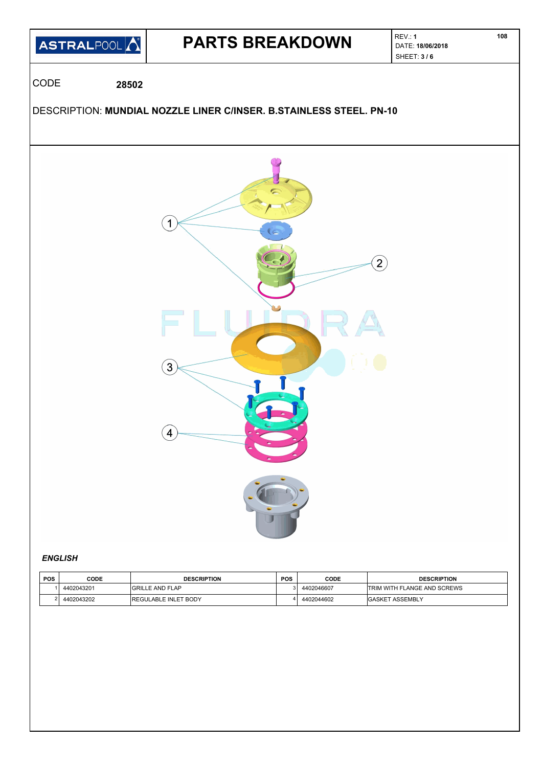ASTRALPOOL

# PARTS BREAKDOWN

REV.: **1**
DATE: **18/06/2018**
SHEET: **3 / 6**

CODE **28502**

DESCRIPTION: **MUNDIAL NOZZLE LINER C/INSER. B.STAINLESS STEEL. PN-10**

***ENGLISH***

| POS | CODE | DESCRIPTION | POS | CODE | DESCRIPTION |
|---|---|---|---|---|---|
| 1 | 4402043201 | GRILLE AND FLAP | 3 | 4402046607 | TRIM WITH FLANGE AND SCREWS |
| 2 | 4402043202 | REGULABLE INLET BODY | 4 | 4402044602 | GASKET ASSEMBLY |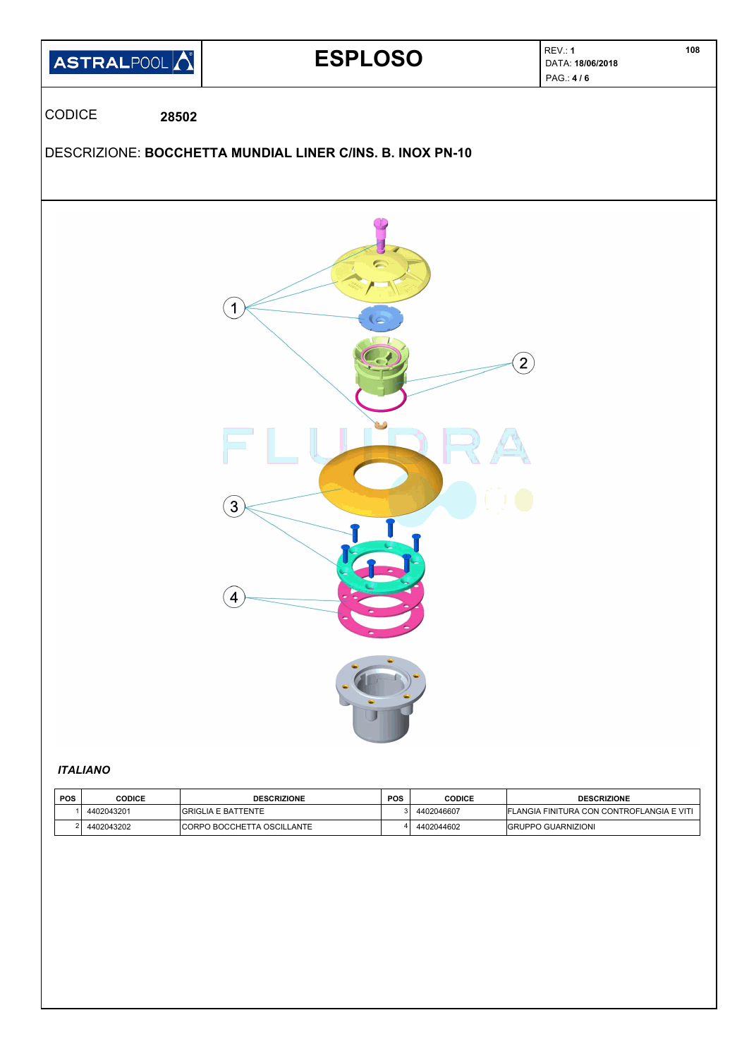# ESPLOSO

REV.: **1**
DATA: **18/06/2018**

108

CODICE **28502**

DESCRIZIONE: **BOCCHETTA MUNDIAL LINER C/INS. B. INOX PN-10**

1
2
3
4

***ITALIANO***

| POS | CODICE | DESCRIZIONE | POS | CODICE | DESCRIZIONE |
|---|---|---|---|---|---|
| 1 | 4402043201 | GRIGLIA E BATTENTE | 3 | 4402046607 | FLANGIA FINITURA CON CONTROFLANGIA E VITI |
| 2 | 4402043202 | CORPO BOCCHETTA OSCILLANTE | 4 | 4402044602 | GRUPPO GUARNIZIONI |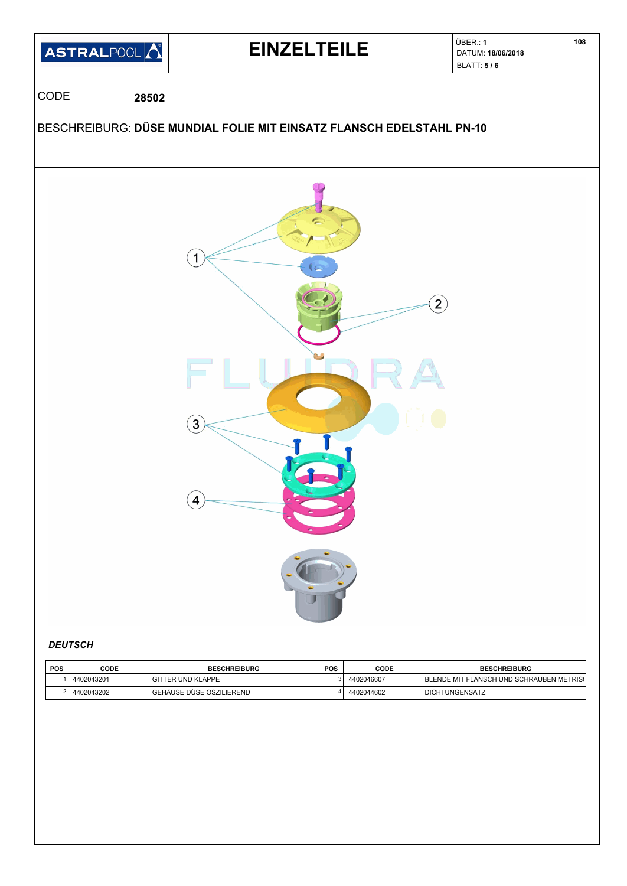# EINZELTEILE

ÜBER.: **1**
DATUM: **18/06/2018**
BLATT: **5 / 6**

108

CODE **28502**

BESCHREIBURG: **DÜSE MUNDIAL FOLIE MIT EINSATZ FLANSCH EDELSTAHL PN-10**

### *DEUTSCH*

| POS | CODE | BESCHREIBURG | POS | CODE | BESCHREIBURG |
|---|---|---|---|---|---|
| 1 | 4402043201 | GITTER UND KLAPPE | 3 | 4402046607 | BLENDE MIT FLANSCH UND SCHRAUBEN METRIS( |
| 2 | 4402043202 | GEHÄUSE DÜSE OSZILIEREND | 4 | 4402044602 | DICHTUNGENSATZ |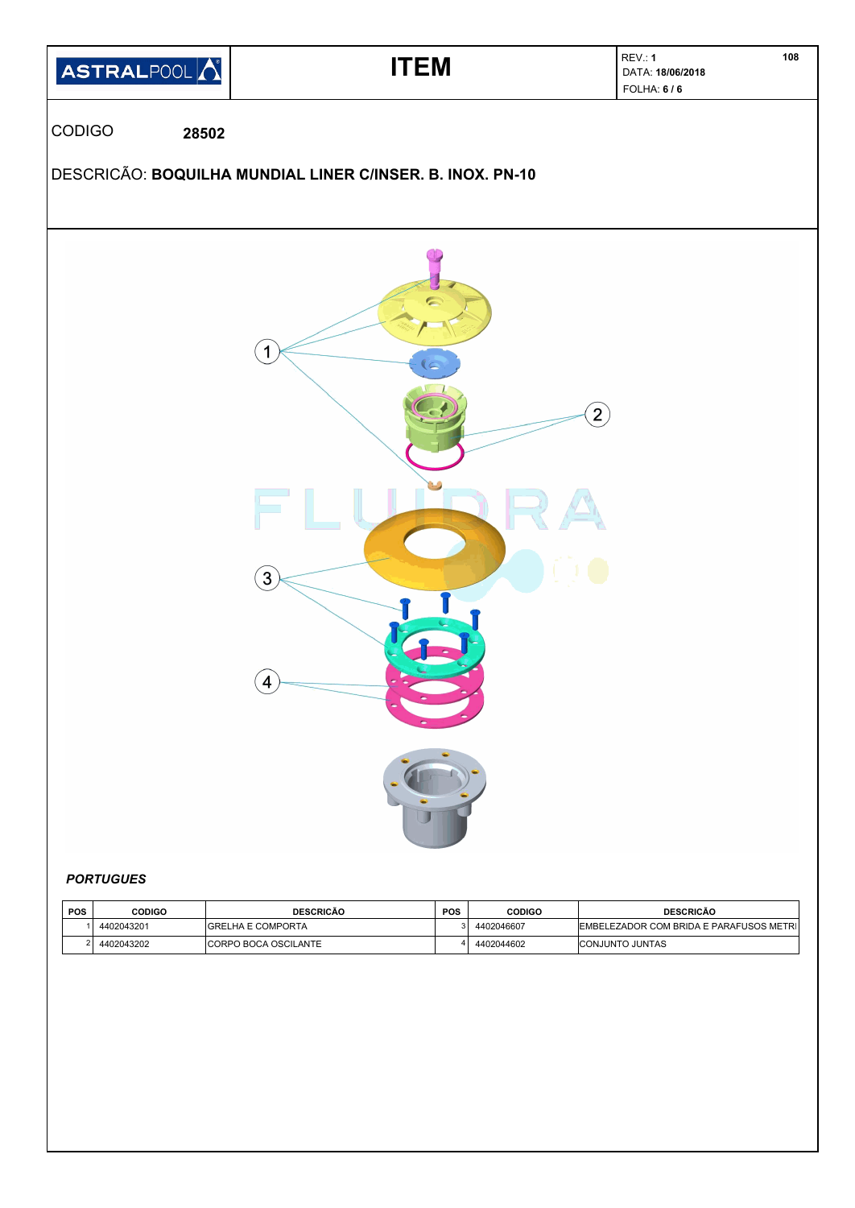ASTRALPOOL

# ITEM

REV.: **1**
DATA: **18/06/2018**
FOLHA: **6 / 6**

108

CODIGO **28502**

DESCRICÃO: **BOQUILHA MUNDIAL LINER C/INSER. B. INOX. PN-10**

1

2

3

4

FLUIDRA

***PORTUGUES***

| POS | CODIGO | DESCRICÃO | POS | CODIGO | DESCRICÃO |
|---|---|---|---|---|---|
| 1 | 4402043201 | GRELHA E COMPORTA | 3 | 4402046607 | EMBELEZADOR COM BRIDA E PARAFUSOS METRI |
| 2 | 4402043202 | CORPO BOCA OSCILANTE | 4 | 4402044602 | CONJUNTO JUNTAS |